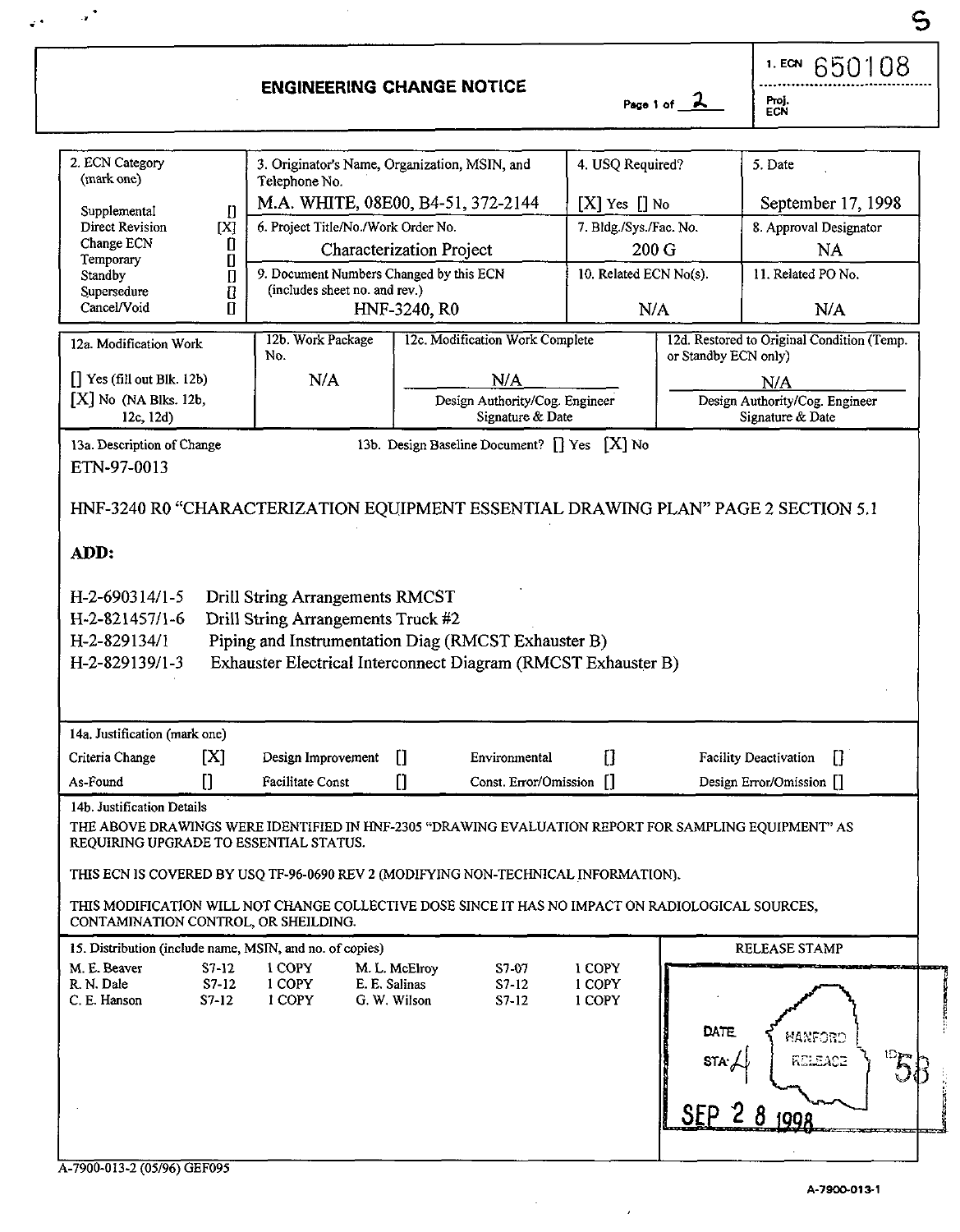# ENGINEERING CHANGE NOTICE

Page 1 of 2

1. ECN 650108

Proj. ECN

| 2. ECN Category (mark one) | 3. Originator's Name, Organization, MSIN, and Telephone No. | 4. USQ Required? | 5. Date |
|---|---|---|---|
| Supplemental [] | M.A. WHITE, 08E00, B4-51, 372-2144 | [X] Yes [] No | September 17, 1998 |
| Direct Revision [X] | 6. Project Title/No./Work Order No. | 7. Bldg./Sys./Fac. No. | 8. Approval Designator |
| Change ECN [] | Characterization Project | 200 G | NA |
| Temporary [] | | | |
| Standby [] | 9. Document Numbers Changed by this ECN (includes sheet no. and rev.) | 10. Related ECN No(s). | 11. Related PO No. |
| Supersedure [] | HNF-3240, R0 | N/A | N/A |
| Cancel/Void [] | | | |

| 12a. Modification Work | 12b. Work Package No. | 12c. Modification Work Complete | 12d. Restored to Original Condition (Temp. or Standby ECN only) |
|---|---|---|---|
| [] Yes (fill out Blk. 12b) [X] No (NA Blks. 12b, 12c, 12d) | N/A | N/A — Design Authority/Cog. Engineer Signature & Date | N/A — Design Authority/Cog. Engineer Signature & Date |

13a. Description of Change — 13b. Design Baseline Document? [] Yes [X] No

ETN-97-0013

HNF-3240 R0 "CHARACTERIZATION EQUIPMENT ESSENTIAL DRAWING PLAN" PAGE 2 SECTION 5.1

**ADD:**

H-2-690314/1-5 Drill String Arrangements RMCST
H-2-821457/1-6 Drill String Arrangements Truck #2
H-2-829134/1 Piping and Instrumentation Diag (RMCST Exhauster B)
H-2-829139/1-3 Exhauster Electrical Interconnect Diagram (RMCST Exhauster B)

14a. Justification (mark one)

| | | | | | | | |
|---|---|---|---|---|---|---|---|
| Criteria Change | [X] | Design Improvement | [] | Environmental | [] | Facility Deactivation | [] |
| As-Found | [] | Facilitate Const | [] | Const. Error/Omission | [] | Design Error/Omission | [] |

14b. Justification Details

THE ABOVE DRAWINGS WERE IDENTIFIED IN HNF-2305 "DRAWING EVALUATION REPORT FOR SAMPLING EQUIPMENT" AS REQUIRING UPGRADE TO ESSENTIAL STATUS.

THIS ECN IS COVERED BY USQ TF-96-0690 REV 2 (MODIFYING NON-TECHNICAL INFORMATION).

THIS MODIFICATION WILL NOT CHANGE COLLECTIVE DOSE SINCE IT HAS NO IMPACT ON RADIOLOGICAL SOURCES, CONTAMINATION CONTROL, OR SHEILDING.

15. Distribution (include name, MSIN, and no. of copies)

| Name | MSIN | Copies | Name | MSIN | Copies |
|---|---|---|---|---|---|
| M. E. Beaver | S7-12 | 1 COPY | M. L. McElroy | S7-07 | 1 COPY |
| R. N. Dale | S7-12 | 1 COPY | E. E. Salinas | S7-12 | 1 COPY |
| C. E. Hanson | S7-12 | 1 COPY | G. W. Wilson | S7-12 | 1 COPY |

RELEASE STAMP

DATE
STA: 4
HANFORD RELEASE
ID: 58
SEP 28 1998

A-7900-013-2 (05/96) GEF095

A-7900-013-1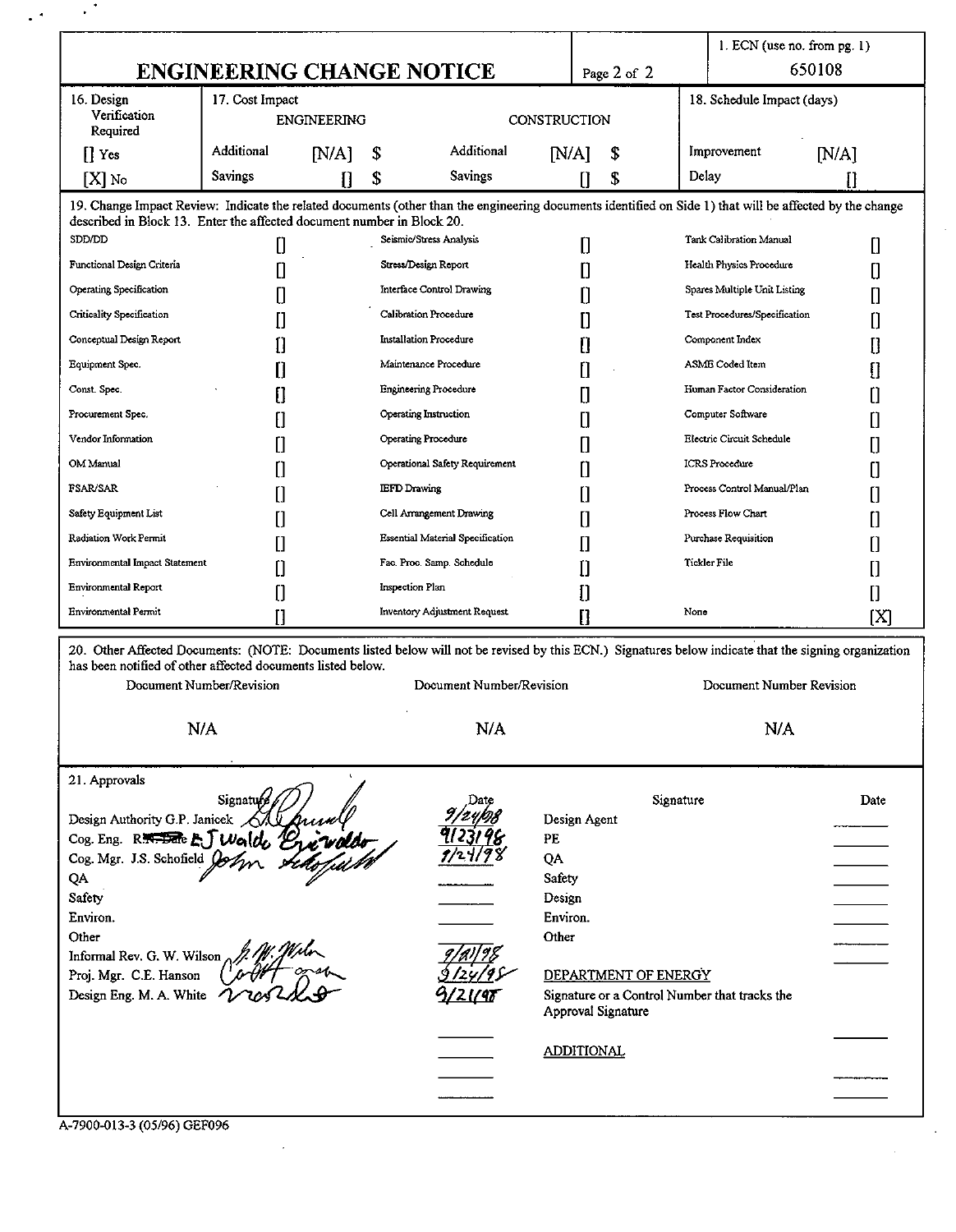# ENGINEERING CHANGE NOTICE

Page 2 of 2

1. ECN (use no. from pg. 1): 650108

| 16. Design Verification Required | 17. Cost Impact | | | | | | | | 18. Schedule Impact (days) | |
|---|---|---|---|---|---|---|---|---|---|---|
| | ENGINEERING | | | | CONSTRUCTION | | | | | |
| [] Yes | Additional | [N/A] | $ | | Additional | [N/A] | $ | | Improvement | [N/A] |
| [X] No | Savings | [] | $ | | Savings | [] | $ | | Delay | [] |

19. Change Impact Review: Indicate the related documents (other than the engineering documents identified on Side 1) that will be affected by the change described in Block 13. Enter the affected document number in Block 20.

| | | | | | |
|---|---|---|---|---|---|
| SDD/DD | [] | Seismic/Stress Analysis | [] | Tank Calibration Manual | [] |
| Functional Design Criteria | [] | Stress/Design Report | [] | Health Physics Procedure | [] |
| Operating Specification | [] | Interface Control Drawing | [] | Spares Multiple Unit Listing | [] |
| Criticality Specification | [] | Calibration Procedure | [] | Test Procedures/Specification | [] |
| Conceptual Design Report | [] | Installation Procedure | [] | Component Index | [] |
| Equipment Spec. | [] | Maintenance Procedure | [] | ASME Coded Item | [] |
| Const. Spec. | [] | Engineering Procedure | [] | Human Factor Consideration | [] |
| Procurement Spec. | [] | Operating Instruction | [] | Computer Software | [] |
| Vendor Information | [] | Operating Procedure | [] | Electric Circuit Schedule | [] |
| OM Manual | [] | Operational Safety Requirement | [] | ICRS Procedure | [] |
| FSAR/SAR | [] | IEFD Drawing | [] | Process Control Manual/Plan | [] |
| Safety Equipment List | [] | Cell Arrangement Drawing | [] | Process Flow Chart | [] |
| Radiation Work Permit | [] | Essential Material Specification | [] | Purchase Requisition | [] |
| Environmental Impact Statement | [] | Fac. Proc. Samp. Schedule | [] | Tickler File | [] |
| Environmental Report | [] | Inspection Plan | [] | | [] |
| Environmental Permit | [] | Inventory Adjustment Request | [] | None | [X] |

20. Other Affected Documents: (NOTE: Documents listed below will not be revised by this ECN.) Signatures below indicate that the signing organization has been notified of other affected documents listed below.

| Document Number/Revision | Document Number/Revision | Document Number Revision |
|---|---|---|
| N/A | N/A | N/A |

21. Approvals

| | Signature | Date | | Signature | Date |
|---|---|---|---|---|---|
| Design Authority G.P. Janicek | G.P. Janicek | 9/24/98 | Design Agent | | |
| Cog. Eng. ~~R.N. Dale~~ E.J Waldo | E.J. Waldo | 9/23/98 | PE | | |
| Cog. Mgr. J.S. Schofield | John Schofield | 9/24/98 | QA | | |
| QA | | | Safety | | |
| Safety | | | Design | | |
| Environ. | | | Environ. | | |
| Other | | | Other | | |
| Informal Rev. G. W. Wilson | G.W. Wilson | 9/21/98 | | | |
| Proj. Mgr. C.E. Hanson | C.E. Hanson | 9/24/98 | DEPARTMENT OF ENERGY | | |
| Design Eng. M. A. White | M.A. White | 9/21/98 | Signature or a Control Number that tracks the Approval Signature | | |
| | | | ADDITIONAL | | |

A-7900-013-3 (05/96) GEF096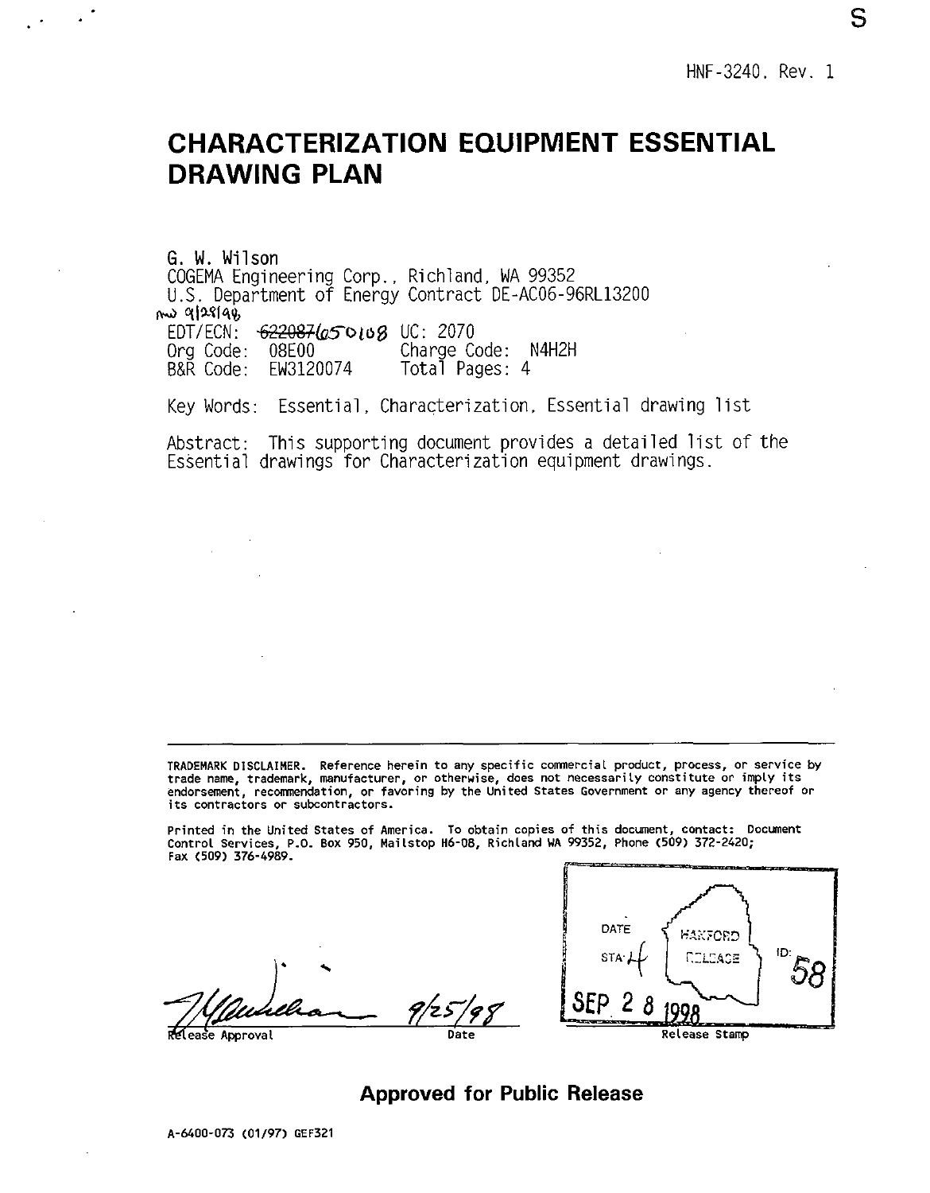HNF-3240, Rev. 1

# CHARACTERIZATION EQUIPMENT ESSENTIAL DRAWING PLAN

G. W. Wilson
COGEMA Engineering Corp., Richland, WA 99352
U.S. Department of Energy Contract DE-AC06-96RL13200

EDT/ECN: ~~622087~~ 650108 UC: 2070
Org Code: 08E00 Charge Code: N4H2H
B&R Code: EW3120074 Total Pages: 4

Key Words: Essential, Characterization, Essential drawing list

Abstract: This supporting document provides a detailed list of the Essential drawings for Characterization equipment drawings.

TRADEMARK DISCLAIMER. Reference herein to any specific commercial product, process, or service by trade name, trademark, manufacturer, or otherwise, does not necessarily constitute or imply its endorsement, recommendation, or favoring by the United States Government or any agency thereof or its contractors or subcontractors.

Printed in the United States of America. To obtain copies of this document, contact: Document Control Services, P.O. Box 950, Mailstop H6-08, Richland WA 99352, Phone (509) 372-2420; Fax (509) 376-4989.

Release Approval 9/25/98
Date

DATE HANFORD RELEASE
STA: 4 ID: 58
SEP 28 1998
Release Stamp

**Approved for Public Release**

A-6400-073 (01/97) GEF321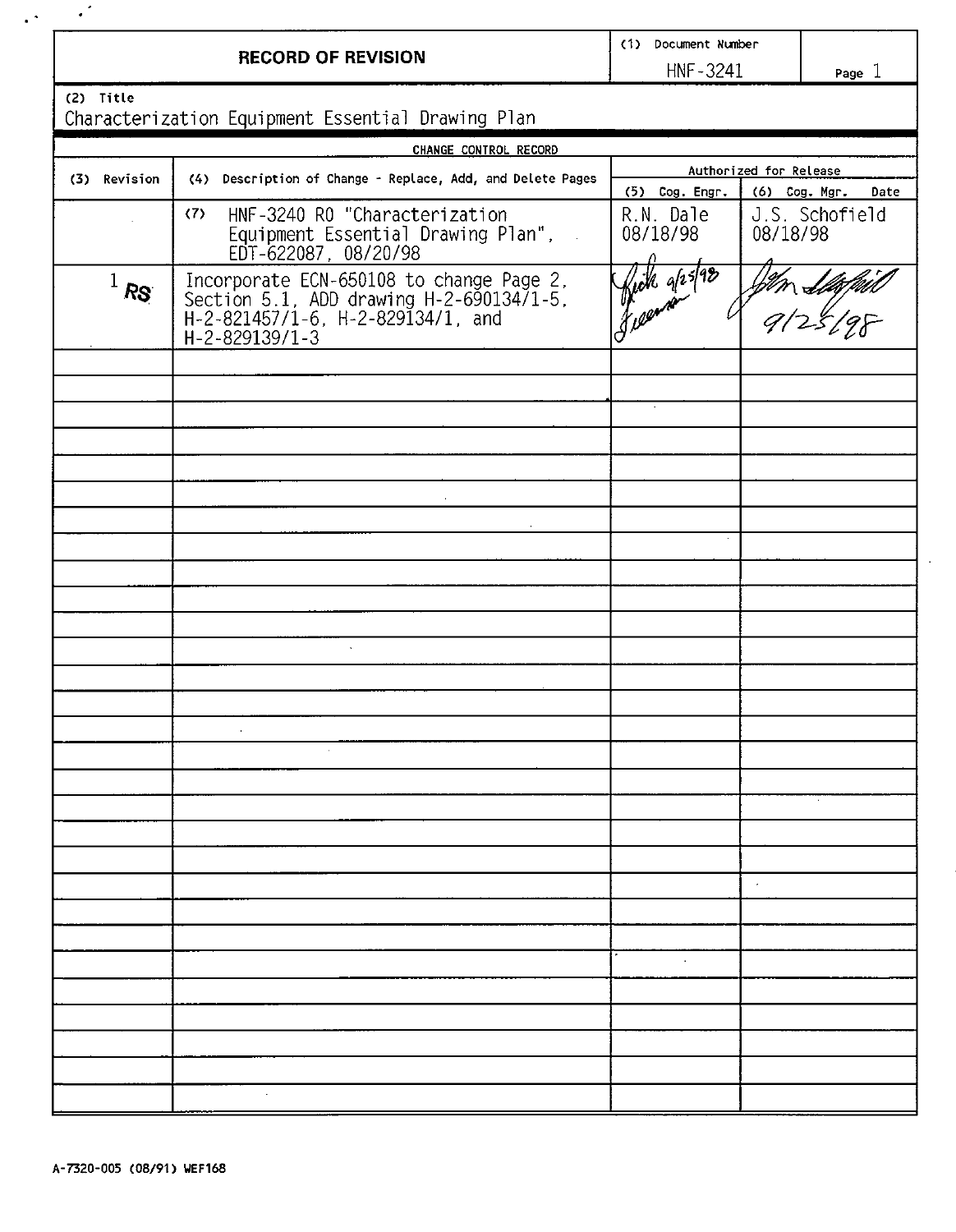# RECORD OF REVISION

| (1) Document Number | |
|---|---|
| HNF-3241 | Page 1 |

(2) Title
Characterization Equipment Essential Drawing Plan

| CHANGE CONTROL RECORD | | | |
|---|---|---|---|
| (3) Revision | (4) Description of Change - Replace, Add, and Delete Pages | Authorized for Release | |
| | | (5) Cog. Engr. | (6) Cog. Mgr. Date |
| | (7) HNF-3240 R0 "Characterization Equipment Essential Drawing Plan", EDT-622087, 08/20/98 | R.N. Dale 08/18/98 | J.S. Schofield 08/18/98 |
| 1 RS | Incorporate ECN-650108 to change Page 2, Section 5.1, ADD drawing H-2-690134/1-5, H-2-821457/1-6, H-2-829134/1, and H-2-829139/1-3 | *Rick 9/25/98 Freeman* | *Jim Schofield 9/25/98* |

A-7320-005 (08/91) WEF168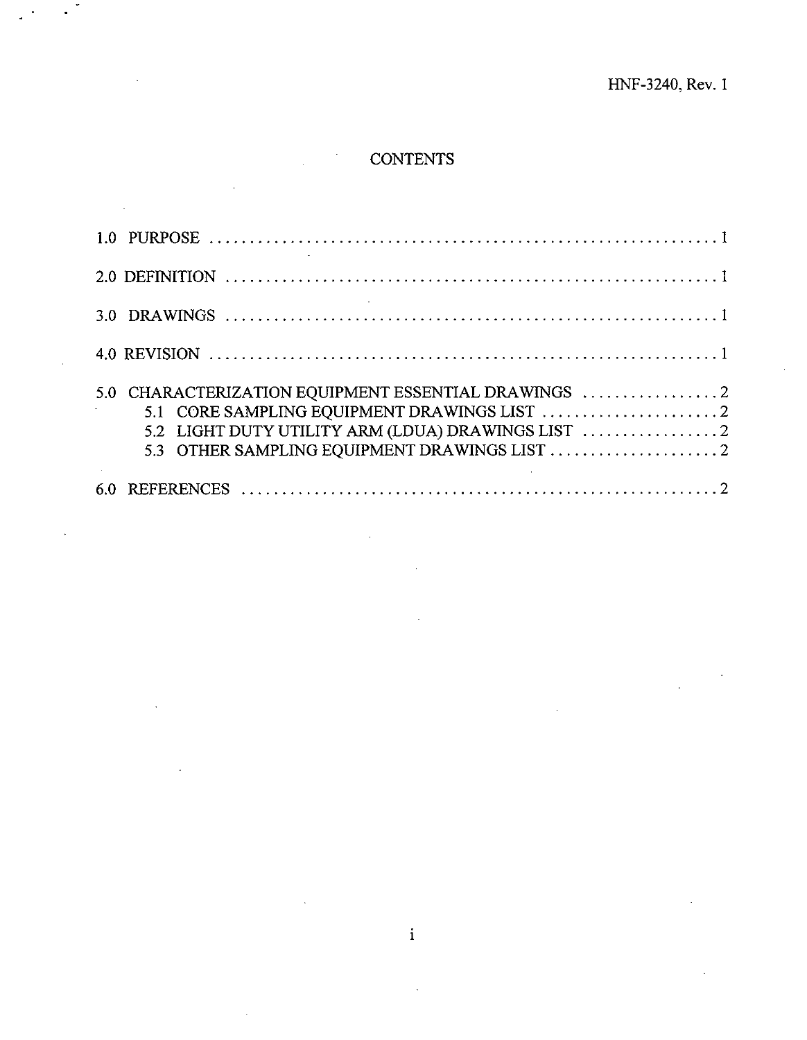# CONTENTS

1.0 PURPOSE ........................................................................ 1

2.0 DEFINITION ..................................................................... 1

3.0 DRAWINGS ...................................................................... 1

4.0 REVISION ....................................................................... 1

5.0 CHARACTERIZATION EQUIPMENT ESSENTIAL DRAWINGS ................. 2
  5.1 CORE SAMPLING EQUIPMENT DRAWINGS LIST ........................ 2
  5.2 LIGHT DUTY UTILITY ARM (LDUA) DRAWINGS LIST ................. 2
  5.3 OTHER SAMPLING EQUIPMENT DRAWINGS LIST ........................ 2

6.0 REFERENCES ..................................................................... 2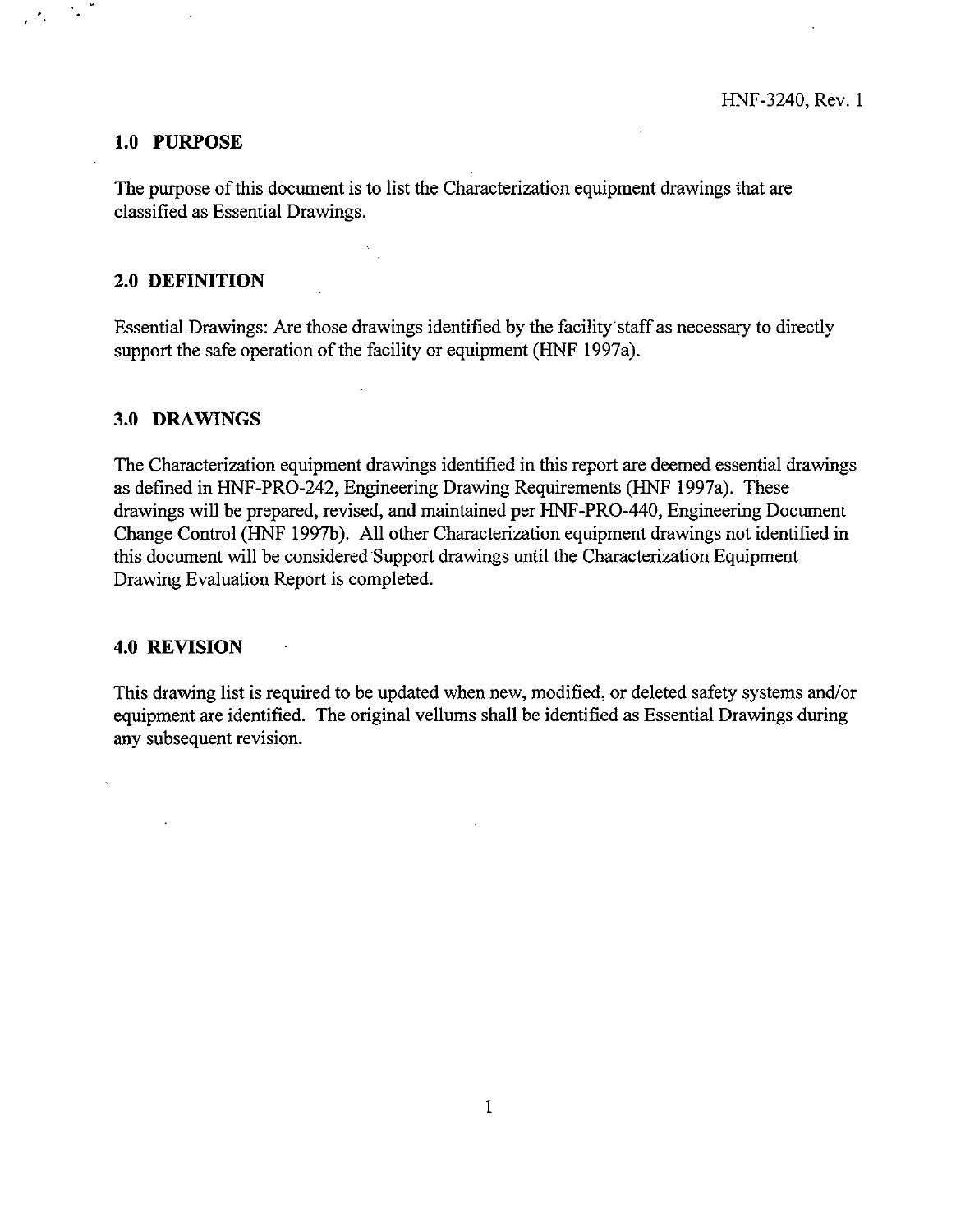## 1.0 PURPOSE

The purpose of this document is to list the Characterization equipment drawings that are classified as Essential Drawings.

## 2.0 DEFINITION

Essential Drawings: Are those drawings identified by the facility staff as necessary to directly support the safe operation of the facility or equipment (HNF 1997a).

## 3.0 DRAWINGS

The Characterization equipment drawings identified in this report are deemed essential drawings as defined in HNF-PRO-242, Engineering Drawing Requirements (HNF 1997a). These drawings will be prepared, revised, and maintained per HNF-PRO-440, Engineering Document Change Control (HNF 1997b). All other Characterization equipment drawings not identified in this document will be considered Support drawings until the Characterization Equipment Drawing Evaluation Report is completed.

## 4.0 REVISION

This drawing list is required to be updated when new, modified, or deleted safety systems and/or equipment are identified. The original vellums shall be identified as Essential Drawings during any subsequent revision.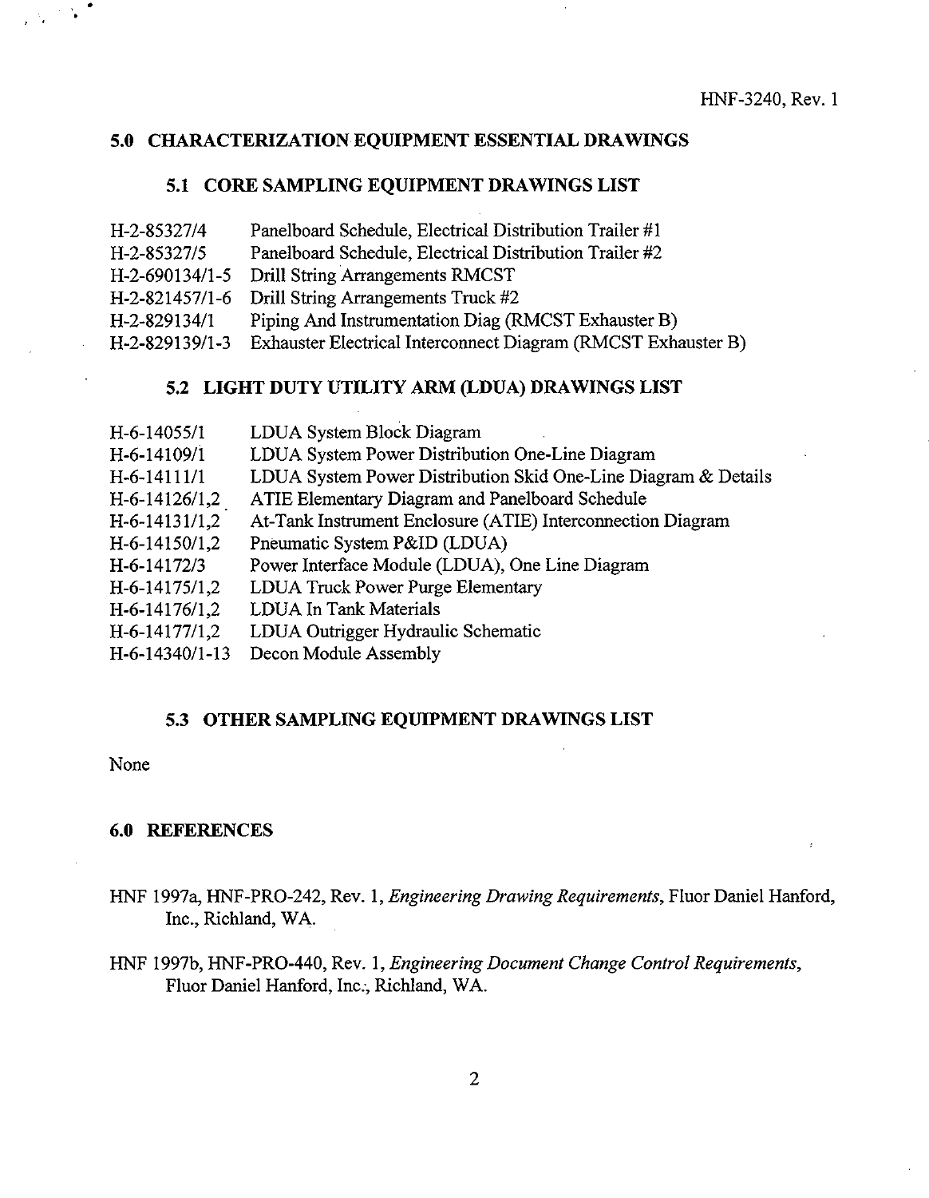## 5.0 CHARACTERIZATION EQUIPMENT ESSENTIAL DRAWINGS

### 5.1 CORE SAMPLING EQUIPMENT DRAWINGS LIST

| | |
|---|---|
| H-2-85327/4 | Panelboard Schedule, Electrical Distribution Trailer #1 |
| H-2-85327/5 | Panelboard Schedule, Electrical Distribution Trailer #2 |
| H-2-690134/1-5 | Drill String Arrangements RMCST |
| H-2-821457/1-6 | Drill String Arrangements Truck #2 |
| H-2-829134/1 | Piping And Instrumentation Diag (RMCST Exhauster B) |
| H-2-829139/1-3 | Exhauster Electrical Interconnect Diagram (RMCST Exhauster B) |

### 5.2 LIGHT DUTY UTILITY ARM (LDUA) DRAWINGS LIST

| | |
|---|---|
| H-6-14055/1 | LDUA System Block Diagram |
| H-6-14109/1 | LDUA System Power Distribution One-Line Diagram |
| H-6-14111/1 | LDUA System Power Distribution Skid One-Line Diagram & Details |
| H-6-14126/1,2 | ATIE Elementary Diagram and Panelboard Schedule |
| H-6-14131/1,2 | At-Tank Instrument Enclosure (ATIE) Interconnection Diagram |
| H-6-14150/1,2 | Pneumatic System P&ID (LDUA) |
| H-6-14172/3 | Power Interface Module (LDUA), One Line Diagram |
| H-6-14175/1,2 | LDUA Truck Power Purge Elementary |
| H-6-14176/1,2 | LDUA In Tank Materials |
| H-6-14177/1,2 | LDUA Outrigger Hydraulic Schematic |
| H-6-14340/1-13 | Decon Module Assembly |

### 5.3 OTHER SAMPLING EQUIPMENT DRAWINGS LIST

None

## 6.0 REFERENCES

HNF 1997a, HNF-PRO-242, Rev. 1, *Engineering Drawing Requirements*, Fluor Daniel Hanford, Inc., Richland, WA.

HNF 1997b, HNF-PRO-440, Rev. 1, *Engineering Document Change Control Requirements*, Fluor Daniel Hanford, Inc., Richland, WA.